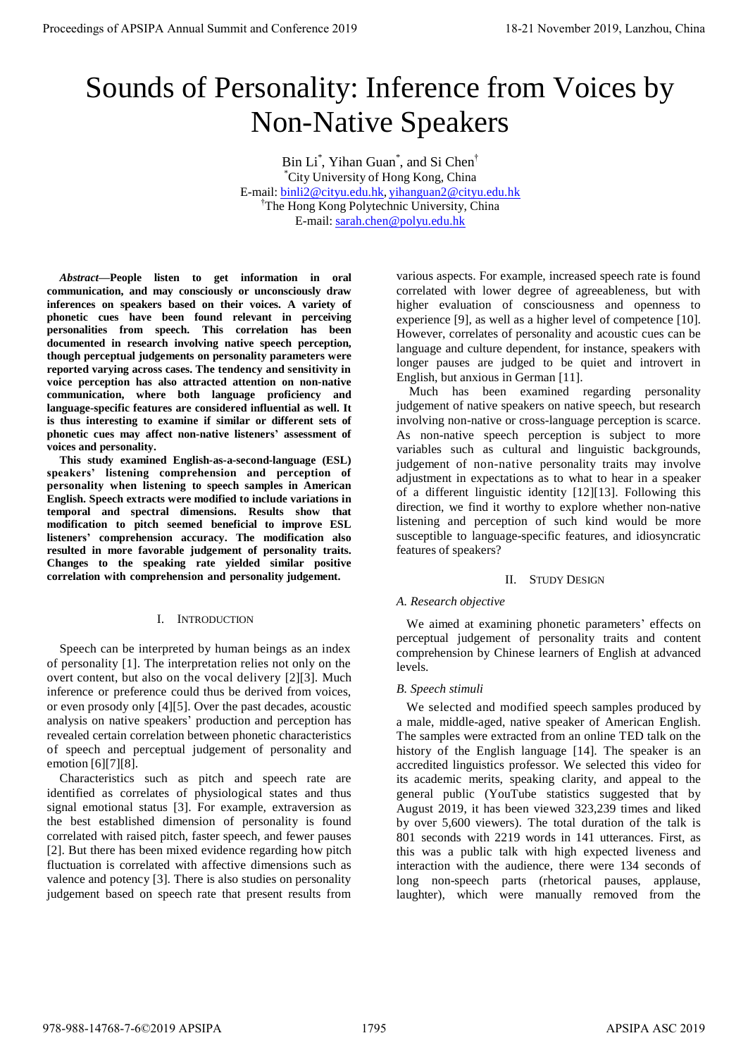# Sounds of Personality: Inference from Voices by Non-Native Speakers

Bin Li[*], Yihan Guan[*], and Si Chen[†]

[*]City University of Hong Kong, China

E-mail: binli2@cityu.edu.hk, yihanguan2@cityu.edu.hk

[†]The Hong Kong Polytechnic University, China

E-mail: sarah.chen@polyu.edu.hk

***Abstract*—People listen to get information in oral communication, and may consciously or unconsciously draw inferences on speakers based on their voices. A variety of phonetic cues have been found relevant in perceiving personalities from speech. This correlation has been documented in research involving native speech perception, though perceptual judgements on personality parameters were reported varying across cases. The tendency and sensitivity in voice perception has also attracted attention on non-native communication, where both language proficiency and language-specific features are considered influential as well. It is thus interesting to examine if similar or different sets of phonetic cues may affect non-native listeners' assessment of voices and personality.**

**This study examined English-as-a-second-language (ESL) speakers' listening comprehension and perception of personality when listening to speech samples in American English. Speech extracts were modified to include variations in temporal and spectral dimensions. Results show that modification to pitch seemed beneficial to improve ESL listeners' comprehension accuracy. The modification also resulted in more favorable judgement of personality traits. Changes to the speaking rate yielded similar positive correlation with comprehension and personality judgement.**

## I. Introduction

Speech can be interpreted by human beings as an index of personality [1]. The interpretation relies not only on the overt content, but also on the vocal delivery [2][3]. Much inference or preference could thus be derived from voices, or even prosody only [4][5]. Over the past decades, acoustic analysis on native speakers' production and perception has revealed certain correlation between phonetic characteristics of speech and perceptual judgement of personality and emotion [6][7][8].

Characteristics such as pitch and speech rate are identified as correlates of physiological states and thus signal emotional status [3]. For example, extraversion as the best established dimension of personality is found correlated with raised pitch, faster speech, and fewer pauses [2]. But there has been mixed evidence regarding how pitch fluctuation is correlated with affective dimensions such as valence and potency [3]. There is also studies on personality judgement based on speech rate that present results from various aspects. For example, increased speech rate is found correlated with lower degree of agreeableness, but with higher evaluation of consciousness and openness to experience [9], as well as a higher level of competence [10]. However, correlates of personality and acoustic cues can be language and culture dependent, for instance, speakers with longer pauses are judged to be quiet and introvert in English, but anxious in German [11].

Much has been examined regarding personality judgement of native speakers on native speech, but research involving non-native or cross-language perception is scarce. As non-native speech perception is subject to more variables such as cultural and linguistic backgrounds, judgement of non-native personality traits may involve adjustment in expectations as to what to hear in a speaker of a different linguistic identity [12][13]. Following this direction, we find it worthy to explore whether non-native listening and perception of such kind would be more susceptible to language-specific features, and idiosyncratic features of speakers?

## II. Study Design

### A. Research objective

We aimed at examining phonetic parameters' effects on perceptual judgement of personality traits and content comprehension by Chinese learners of English at advanced levels.

### B. Speech stimuli

We selected and modified speech samples produced by a male, middle-aged, native speaker of American English. The samples were extracted from an online TED talk on the history of the English language [14]. The speaker is an accredited linguistics professor. We selected this video for its academic merits, speaking clarity, and appeal to the general public (YouTube statistics suggested that by August 2019, it has been viewed 323,239 times and liked by over 5,600 viewers). The total duration of the talk is 801 seconds with 2219 words in 141 utterances. First, as this was a public talk with high expected liveness and interaction with the audience, there were 134 seconds of long non-speech parts (rhetorical pauses, applause, laughter), which were manually removed from the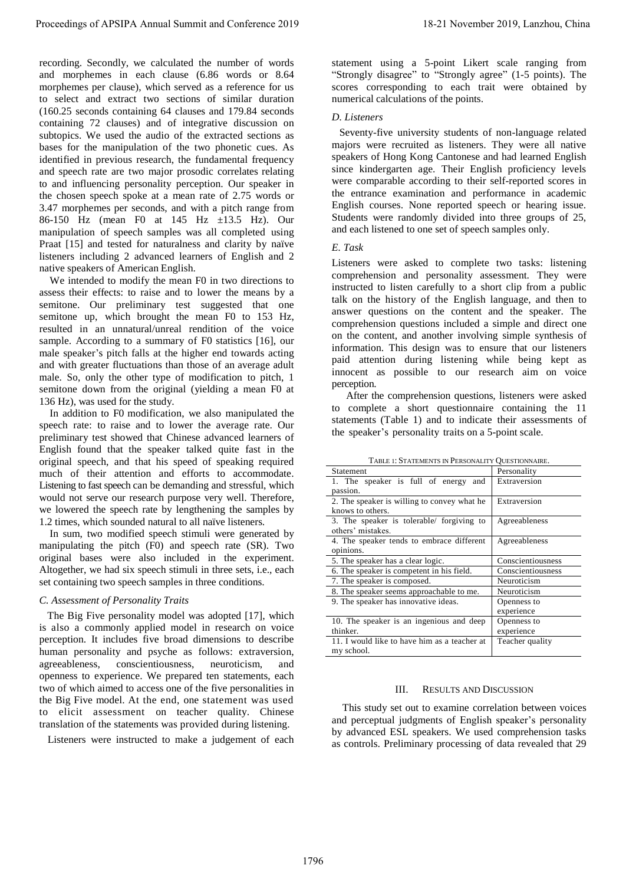recording. Secondly, we calculated the number of words and morphemes in each clause (6.86 words or 8.64 morphemes per clause), which served as a reference for us to select and extract two sections of similar duration (160.25 seconds containing 64 clauses and 179.84 seconds containing 72 clauses) and of integrative discussion on subtopics. We used the audio of the extracted sections as bases for the manipulation of the two phonetic cues. As identified in previous research, the fundamental frequency and speech rate are two major prosodic correlates relating to and influencing personality perception. Our speaker in the chosen speech spoke at a mean rate of 2.75 words or 3.47 morphemes per seconds, and with a pitch range from 86-150 Hz (mean F0 at 145 Hz ±13.5 Hz). Our manipulation of speech samples was all completed using Praat [15] and tested for naturalness and clarity by naïve listeners including 2 advanced learners of English and 2 native speakers of American English.

We intended to modify the mean F0 in two directions to assess their effects: to raise and to lower the means by a semitone. Our preliminary test suggested that one semitone up, which brought the mean F0 to 153 Hz, resulted in an unnatural/unreal rendition of the voice sample. According to a summary of F0 statistics [16], our male speaker's pitch falls at the higher end towards acting and with greater fluctuations than those of an average adult male. So, only the other type of modification to pitch, 1 semitone down from the original (yielding a mean F0 at 136 Hz), was used for the study.

In addition to F0 modification, we also manipulated the speech rate: to raise and to lower the average rate. Our preliminary test showed that Chinese advanced learners of English found that the speaker talked quite fast in the original speech, and that his speed of speaking required much of their attention and efforts to accommodate. Listening to fast speech can be demanding and stressful, which would not serve our research purpose very well. Therefore, we lowered the speech rate by lengthening the samples by 1.2 times, which sounded natural to all naïve listeners.

In sum, two modified speech stimuli were generated by manipulating the pitch (F0) and speech rate (SR). Two original bases were also included in the experiment. Altogether, we had six speech stimuli in three sets, i.e., each set containing two speech samples in three conditions.

### C. Assessment of Personality Traits

The Big Five personality model was adopted [17], which is also a commonly applied model in research on voice perception. It includes five broad dimensions to describe human personality and psyche as follows: extraversion, agreeableness, conscientiousness, neuroticism, and openness to experience. We prepared ten statements, each two of which aimed to access one of the five personalities in the Big Five model. At the end, one statement was used to elicit assessment on teacher quality. Chinese translation of the statements was provided during listening.

Listeners were instructed to make a judgement of each statement using a 5-point Likert scale ranging from "Strongly disagree" to "Strongly agree" (1-5 points). The scores corresponding to each trait were obtained by numerical calculations of the points.

### D. Listeners

Seventy-five university students of non-language related majors were recruited as listeners. They were all native speakers of Hong Kong Cantonese and had learned English since kindergarten age. Their English proficiency levels were comparable according to their self-reported scores in the entrance examination and performance in academic English courses. None reported speech or hearing issue. Students were randomly divided into three groups of 25, and each listened to one set of speech samples only.

### E. Task

Listeners were asked to complete two tasks: listening comprehension and personality assessment. They were instructed to listen carefully to a short clip from a public talk on the history of the English language, and then to answer questions on the content and the speaker. The comprehension questions included a simple and direct one on the content, and another involving simple synthesis of information. This design was to ensure that our listeners paid attention during listening while being kept as innocent as possible to our research aim on voice perception.

After the comprehension questions, listeners were asked to complete a short questionnaire containing the 11 statements (Table 1) and to indicate their assessments of the speaker's personality traits on a 5-point scale.

TABLE 1: STATEMENTS IN PERSONALITY QUESTIONNAIRE.

| Statement | Personality |
|---|---|
| 1. The speaker is full of energy and passion. | Extraversion |
| 2. The speaker is willing to convey what he knows to others. | Extraversion |
| 3. The speaker is tolerable/ forgiving to others' mistakes. | Agreeableness |
| 4. The speaker tends to embrace different opinions. | Agreeableness |
| 5. The speaker has a clear logic. | Conscientiousness |
| 6. The speaker is competent in his field. | Conscientiousness |
| 7. The speaker is composed. | Neuroticism |
| 8. The speaker seems approachable to me. | Neuroticism |
| 9. The speaker has innovative ideas. | Openness to experience |
| 10. The speaker is an ingenious and deep thinker. | Openness to experience |
| 11. I would like to have him as a teacher at my school. | Teacher quality |

## III. RESULTS AND DISCUSSION

This study set out to examine correlation between voices and perceptual judgments of English speaker's personality by advanced ESL speakers. We used comprehension tasks as controls. Preliminary processing of data revealed that 29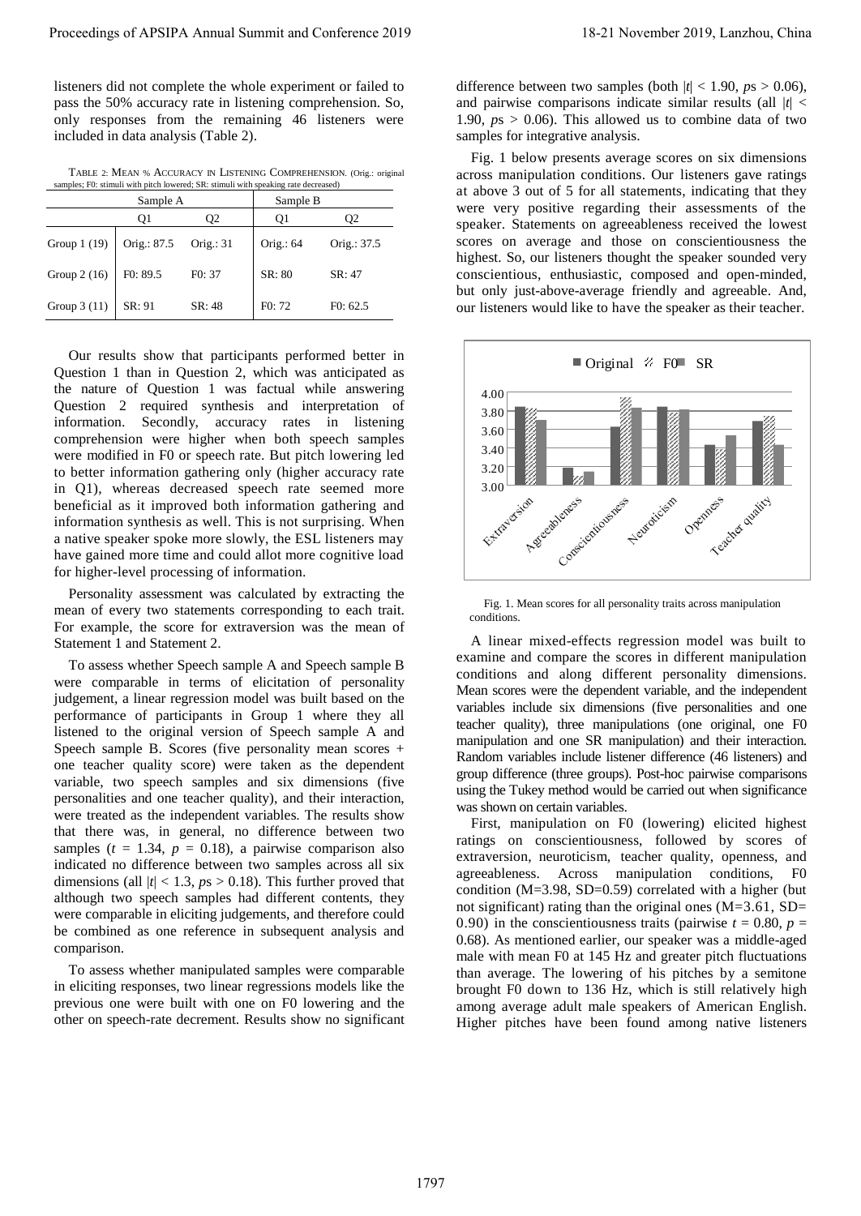listeners did not complete the whole experiment or failed to pass the 50% accuracy rate in listening comprehension. So, only responses from the remaining 46 listeners were included in data analysis (Table 2).

TABLE 2: MEAN % ACCURACY IN LISTENING COMPREHENSION. (Orig.: original samples; F0: stimuli with pitch lowered; SR: stimuli with speaking rate decreased)

| | Sample A | | Sample B | |
|---|---|---|---|---|
| | Q1 | Q2 | Q1 | Q2 |
| Group 1 (19) | Orig.: 87.5 | Orig.: 31 | Orig.: 64 | Orig.: 37.5 |
| Group 2 (16) | F0: 89.5 | F0: 37 | SR: 80 | SR: 47 |
| Group 3 (11) | SR: 91 | SR: 48 | F0: 72 | F0: 62.5 |

Our results show that participants performed better in Question 1 than in Question 2, which was anticipated as the nature of Question 1 was factual while answering Question 2 required synthesis and interpretation of information. Secondly, accuracy rates in listening comprehension were higher when both speech samples were modified in F0 or speech rate. But pitch lowering led to better information gathering only (higher accuracy rate in Q1), whereas decreased speech rate seemed more beneficial as it improved both information gathering and information synthesis as well. This is not surprising. When a native speaker spoke more slowly, the ESL listeners may have gained more time and could allot more cognitive load for higher-level processing of information.

Personality assessment was calculated by extracting the mean of every two statements corresponding to each trait. For example, the score for extraversion was the mean of Statement 1 and Statement 2.

To assess whether Speech sample A and Speech sample B were comparable in terms of elicitation of personality judgement, a linear regression model was built based on the performance of participants in Group 1 where they all listened to the original version of Speech sample A and Speech sample B. Scores (five personality mean scores + one teacher quality score) were taken as the dependent variable, two speech samples and six dimensions (five personalities and one teacher quality), and their interaction, were treated as the independent variables. The results show that there was, in general, no difference between two samples ($t$ = 1.34, $p$ = 0.18), a pairwise comparison also indicated no difference between two samples across all six dimensions (all $|t| < 1.3$, $p$s > 0.18). This further proved that although two speech samples had different contents, they were comparable in eliciting judgements, and therefore could be combined as one reference in subsequent analysis and comparison.

To assess whether manipulated samples were comparable in eliciting responses, two linear regressions models like the previous one were built with one on F0 lowering and the other on speech-rate decrement. Results show no significant difference between two samples (both $|t| < 1.90$, $p$s > 0.06), and pairwise comparisons indicate similar results (all $|t| <$ 1.90, $p$s > 0.06). This allowed us to combine data of two samples for integrative analysis.

Fig. 1 below presents average scores on six dimensions across manipulation conditions. Our listeners gave ratings at above 3 out of 5 for all statements, indicating that they were very positive regarding their assessments of the speaker. Statements on agreeableness received the lowest scores on average and those on conscientiousness the highest. So, our listeners thought the speaker sounded very conscientious, enthusiastic, composed and open-minded, but only just-above-average friendly and agreeable. And, our listeners would like to have the speaker as their teacher.

Fig. 1. Mean scores for all personality traits across manipulation conditions.

A linear mixed-effects regression model was built to examine and compare the scores in different manipulation conditions and along different personality dimensions. Mean scores were the dependent variable, and the independent variables include six dimensions (five personalities and one teacher quality), three manipulations (one original, one F0 manipulation and one SR manipulation) and their interaction. Random variables include listener difference (46 listeners) and group difference (three groups). Post-hoc pairwise comparisons using the Tukey method would be carried out when significance was shown on certain variables.

First, manipulation on F0 (lowering) elicited highest ratings on conscientiousness, followed by scores of extraversion, neuroticism, teacher quality, openness, and agreeableness. Across manipulation conditions, F0 condition (M=3.98, SD=0.59) correlated with a higher (but not significant) rating than the original ones (M=3.61, SD= 0.90) in the conscientiousness traits (pairwise $t$ = 0.80, $p$ = 0.68). As mentioned earlier, our speaker was a middle-aged male with mean F0 at 145 Hz and greater pitch fluctuations than average. The lowering of his pitches by a semitone brought F0 down to 136 Hz, which is still relatively high among average adult male speakers of American English. Higher pitches have been found among native listeners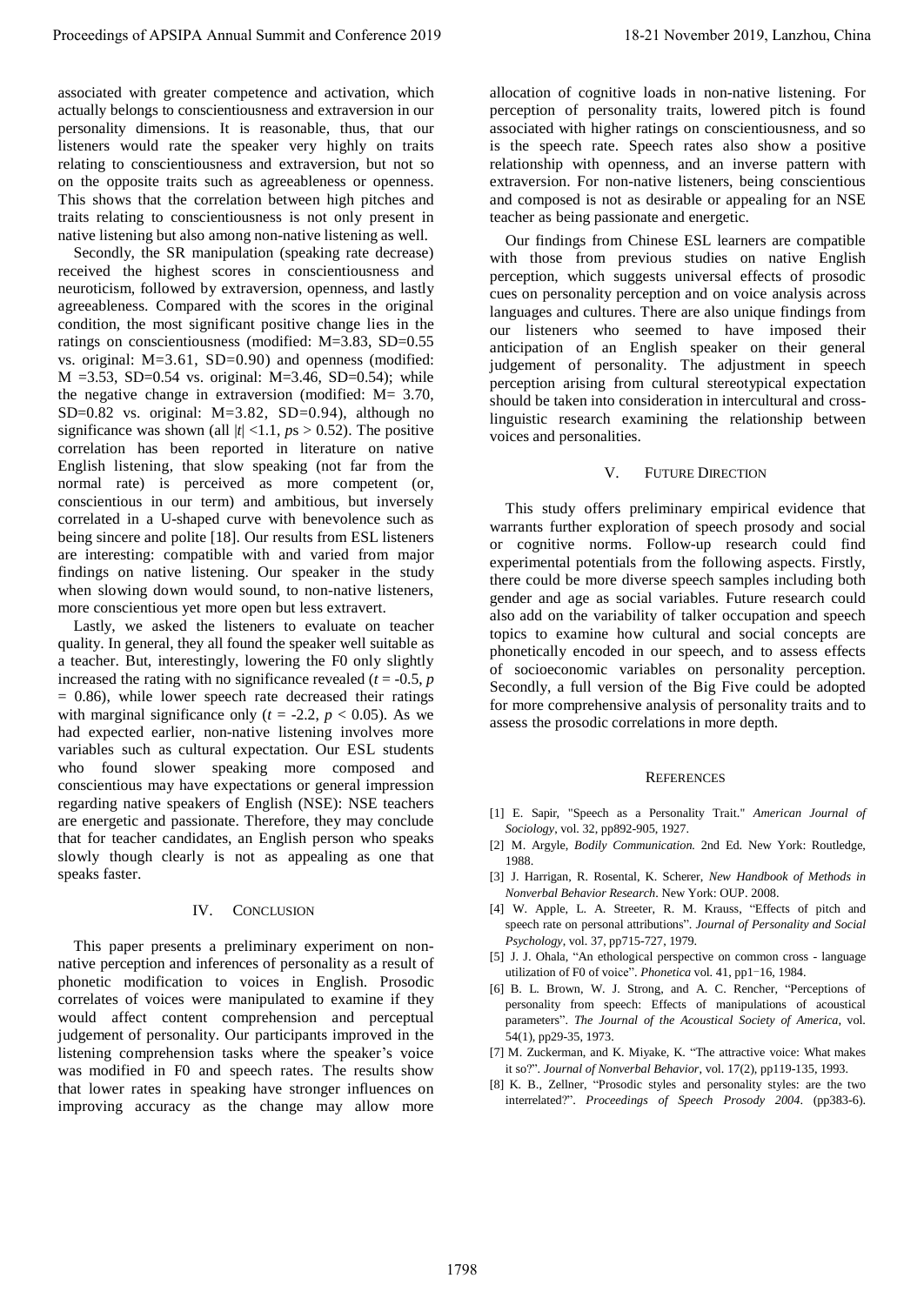associated with greater competence and activation, which actually belongs to conscientiousness and extraversion in our personality dimensions. It is reasonable, thus, that our listeners would rate the speaker very highly on traits relating to conscientiousness and extraversion, but not so on the opposite traits such as agreeableness or openness. This shows that the correlation between high pitches and traits relating to conscientiousness is not only present in native listening but also among non-native listening as well.

Secondly, the SR manipulation (speaking rate decrease) received the highest scores in conscientiousness and neuroticism, followed by extraversion, openness, and lastly agreeableness. Compared with the scores in the original condition, the most significant positive change lies in the ratings on conscientiousness (modified: M=3.83, SD=0.55 vs. original: M=3.61, SD=0.90) and openness (modified: M =3.53, SD=0.54 vs. original: M=3.46, SD=0.54); while the negative change in extraversion (modified: M= 3.70, SD=0.82 vs. original: M=3.82, SD=0.94), although no significance was shown (all $|t| <1.1$, $p$s $> 0.52$). The positive correlation has been reported in literature on native English listening, that slow speaking (not far from the normal rate) is perceived as more competent (or, conscientious in our term) and ambitious, but inversely correlated in a U-shaped curve with benevolence such as being sincere and polite [18]. Our results from ESL listeners are interesting: compatible with and varied from major findings on native listening. Our speaker in the study when slowing down would sound, to non-native listeners, more conscientious yet more open but less extravert.

Lastly, we asked the listeners to evaluate on teacher quality. In general, they all found the speaker well suitable as a teacher. But, interestingly, lowering the F0 only slightly increased the rating with no significance revealed ($t$ = -0.5, $p$ = 0.86), while lower speech rate decreased their ratings with marginal significance only ($t$ = -2.2, $p < 0.05$). As we had expected earlier, non-native listening involves more variables such as cultural expectation. Our ESL students who found slower speaking more composed and conscientious may have expectations or general impression regarding native speakers of English (NSE): NSE teachers are energetic and passionate. Therefore, they may conclude that for teacher candidates, an English person who speaks slowly though clearly is not as appealing as one that speaks faster.

## IV. Conclusion

This paper presents a preliminary experiment on non-native perception and inferences of personality as a result of phonetic modification to voices in English. Prosodic correlates of voices were manipulated to examine if they would affect content comprehension and perceptual judgement of personality. Our participants improved in the listening comprehension tasks where the speaker's voice was modified in F0 and speech rates. The results show that lower rates in speaking have stronger influences on improving accuracy as the change may allow more allocation of cognitive loads in non-native listening. For perception of personality traits, lowered pitch is found associated with higher ratings on conscientiousness, and so is the speech rate. Speech rates also show a positive relationship with openness, and an inverse pattern with extraversion. For non-native listeners, being conscientious and composed is not as desirable or appealing for an NSE teacher as being passionate and energetic.

Our findings from Chinese ESL learners are compatible with those from previous studies on native English perception, which suggests universal effects of prosodic cues on personality perception and on voice analysis across languages and cultures. There are also unique findings from our listeners who seemed to have imposed their anticipation of an English speaker on their general judgement of personality. The adjustment in speech perception arising from cultural stereotypical expectation should be taken into consideration in intercultural and cross-linguistic research examining the relationship between voices and personalities.

## V. Future Direction

This study offers preliminary empirical evidence that warrants further exploration of speech prosody and social or cognitive norms. Follow-up research could find experimental potentials from the following aspects. Firstly, there could be more diverse speech samples including both gender and age as social variables. Future research could also add on the variability of talker occupation and speech topics to examine how cultural and social concepts are phonetically encoded in our speech, and to assess effects of socioeconomic variables on personality perception. Secondly, a full version of the Big Five could be adopted for more comprehensive analysis of personality traits and to assess the prosodic correlations in more depth.

## References

[1] E. Sapir, "Speech as a Personality Trait." *American Journal of Sociology*, vol. 32, pp892-905, 1927.

[2] M. Argyle, *Bodily Communication.* 2nd Ed. New York: Routledge, 1988.

[3] J. Harrigan, R. Rosental, K. Scherer, *New Handbook of Methods in Nonverbal Behavior Research*. New York: OUP. 2008.

[4] W. Apple, L. A. Streeter, R. M. Krauss, "Effects of pitch and speech rate on personal attributions". *Journal of Personality and Social Psychology*, vol. 37, pp715-727, 1979.

[5] J. J. Ohala, "An ethological perspective on common cross - language utilization of F0 of voice". *Phonetica* vol. 41, pp1−16, 1984.

[6] B. L. Brown, W. J. Strong, and A. C. Rencher, "Perceptions of personality from speech: Effects of manipulations of acoustical parameters". *The Journal of the Acoustical Society of America*, vol. 54(1), pp29-35, 1973.

[7] M. Zuckerman, and K. Miyake, K. "The attractive voice: What makes it so?". *Journal of Nonverbal Behavior*, vol. 17(2), pp119-135, 1993.

[8] K. B., Zellner, "Prosodic styles and personality styles: are the two interrelated?". *Proceedings of Speech Prosody 2004*. (pp383-6).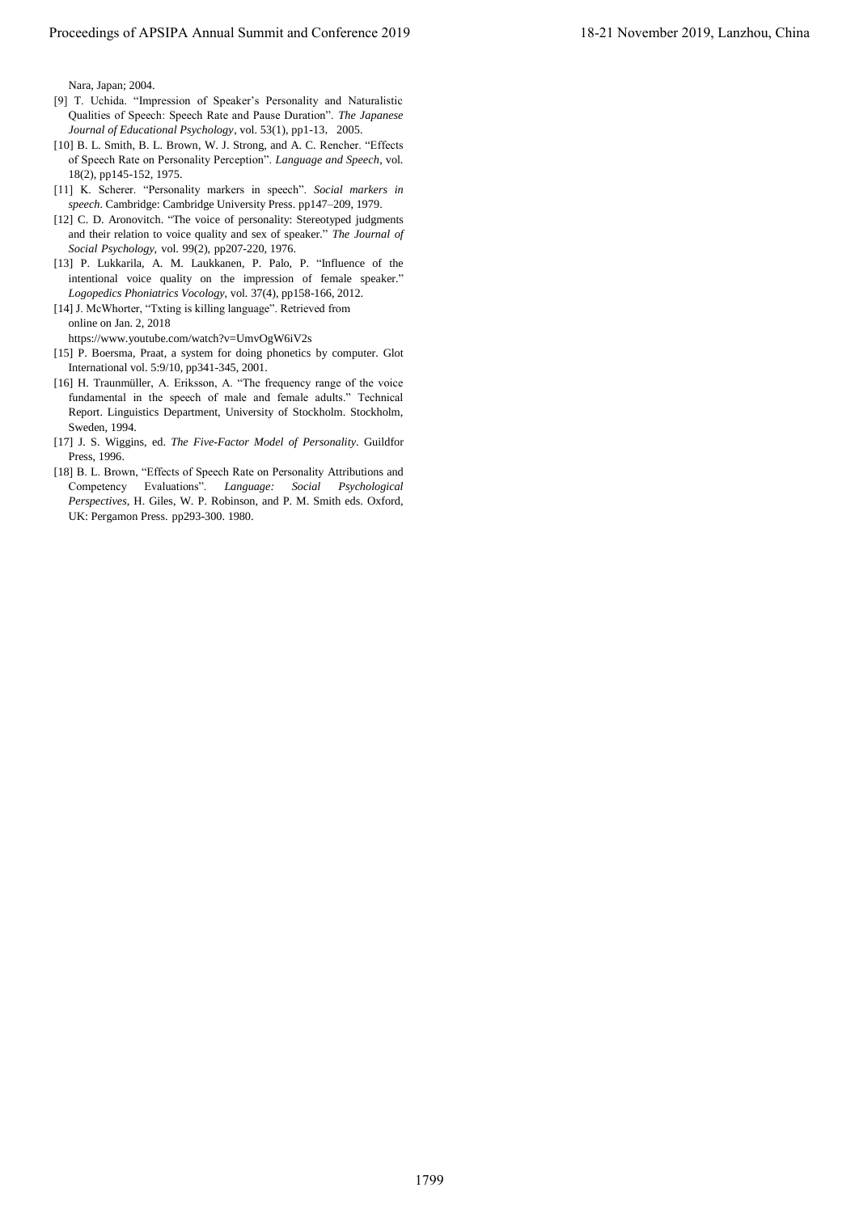Nara, Japan; 2004.

[9] T. Uchida. "Impression of Speaker's Personality and Naturalistic Qualities of Speech: Speech Rate and Pause Duration". *The Japanese Journal of Educational Psychology*, vol. 53(1), pp1-13, 2005.

[10] B. L. Smith, B. L. Brown, W. J. Strong, and A. C. Rencher. "Effects of Speech Rate on Personality Perception". *Language and Speech*, vol. 18(2), pp145-152, 1975.

[11] K. Scherer. "Personality markers in speech". *Social markers in speech*. Cambridge: Cambridge University Press. pp147–209, 1979.

[12] C. D. Aronovitch. "The voice of personality: Stereotyped judgments and their relation to voice quality and sex of speaker." *The Journal of Social Psychology*, vol. 99(2), pp207-220, 1976.

[13] P. Lukkarila, A. M. Laukkanen, P. Palo, P. "Influence of the intentional voice quality on the impression of female speaker." *Logopedics Phoniatrics Vocology*, vol. 37(4), pp158-166, 2012.

[14] J. McWhorter, "Txting is killing language". Retrieved from online on Jan. 2, 2018 https://www.youtube.com/watch?v=UmvOgW6iV2s

[15] P. Boersma, Praat, a system for doing phonetics by computer. Glot International vol. 5:9/10, pp341-345, 2001.

[16] H. Traunmüller, A. Eriksson, A. "The frequency range of the voice fundamental in the speech of male and female adults." Technical Report. Linguistics Department, University of Stockholm. Stockholm, Sweden, 1994.

[17] J. S. Wiggins, ed. *The Five-Factor Model of Personality*. Guildfor Press, 1996.

[18] B. L. Brown, "Effects of Speech Rate on Personality Attributions and Competency Evaluations". *Language: Social Psychological Perspectives*, H. Giles, W. P. Robinson, and P. M. Smith eds. Oxford, UK: Pergamon Press. pp293-300. 1980.